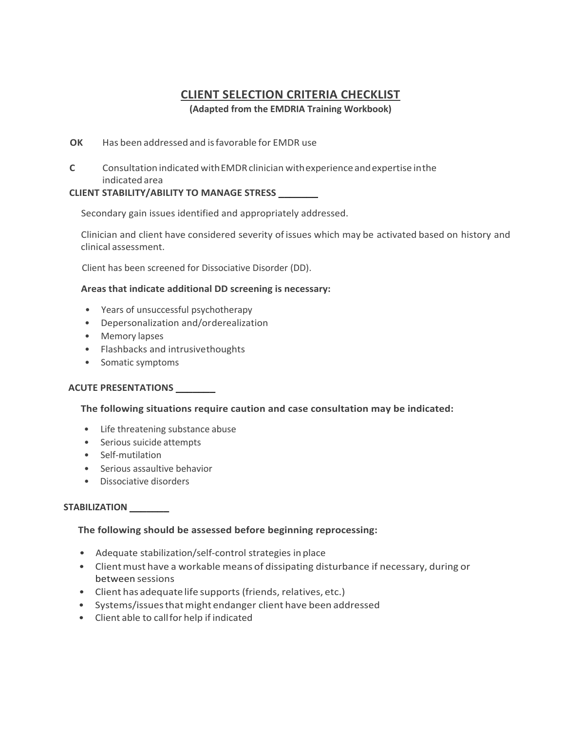# CLIENT SELECTION CRITERIA CHECKLIST

**(Adapted from the EMDRIA Training Workbook)**

**OK** Has been addressed and is favorable for EMDR use

**C** Consultation indicated with EMDR clinician with experience and expertise in the indicated area

**CLIENT STABILITY/ABILITY TO MANAGE STRESS ________**

Secondary gain issues identified and appropriately addressed.

Clinician and client have considered severity of issues which may be activated based on history and clinical assessment.

Client has been screened for Dissociative Disorder (DD).

**Areas that indicate additional DD screening is necessary:**

- Years of unsuccessful psychotherapy
- Depersonalization and/orderealization
- Memory lapses
- Flashbacks and intrusivethoughts
- Somatic symptoms

**ACUTE PRESENTATIONS ________**

**The following situations require caution and case consultation may be indicated:**

- Life threatening substance abuse
- Serious suicide attempts
- Self-mutilation
- Serious assaultive behavior
- Dissociative disorders

**STABILIZATION ________**

**The following should be assessed before beginning reprocessing:**

- Adequate stabilization/self-control strategies in place
- Client must have a workable means of dissipating disturbance if necessary, during or between sessions
- Client has adequate life supports (friends, relatives, etc.)
- Systems/issues that might endanger client have been addressed
- Client able to call for help if indicated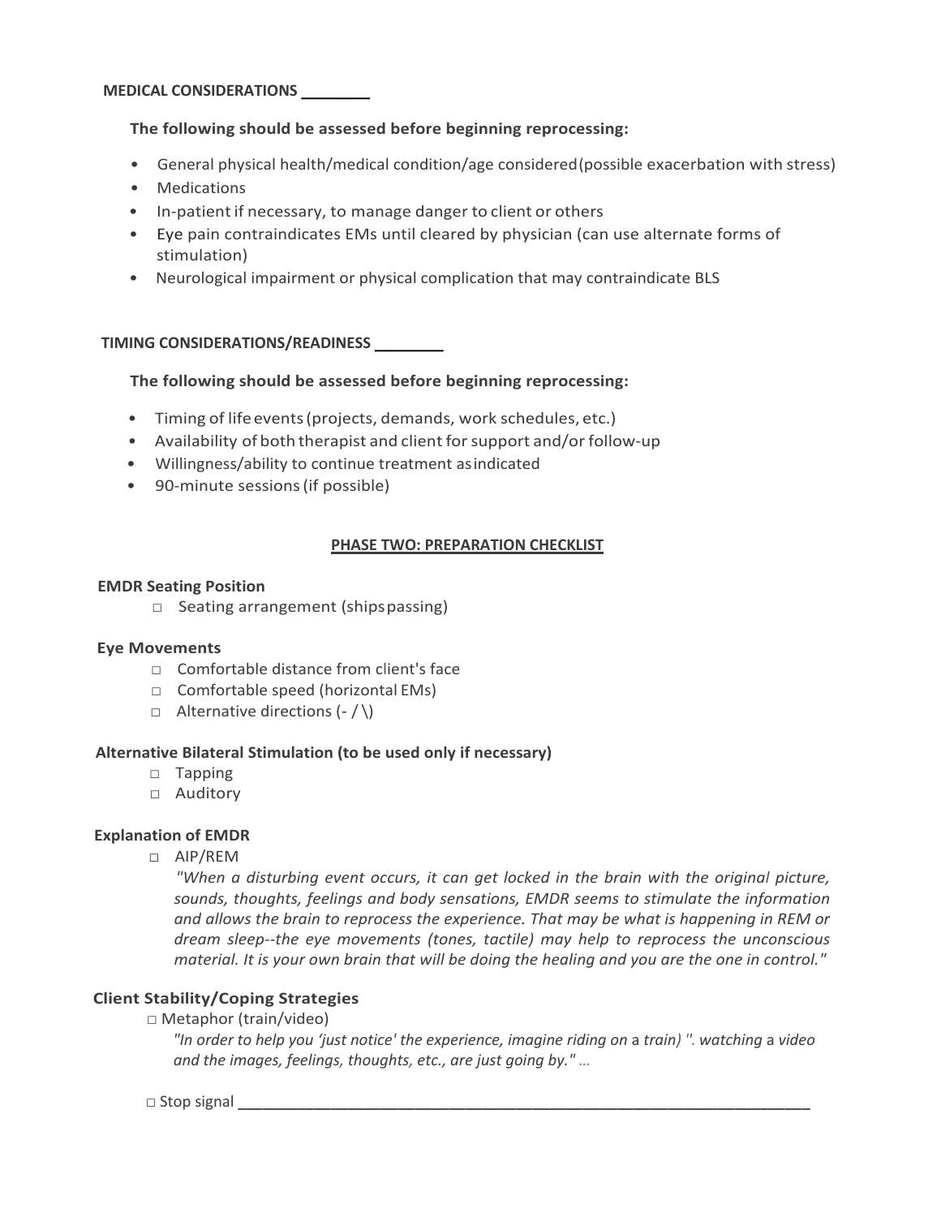**MEDICAL CONSIDERATIONS ________**

**The following should be assessed before beginning reprocessing:**

- General physical health/medical condition/age considered (possible exacerbation with stress)
- Medications
- In-patient if necessary, to manage danger to client or others
- Eye pain contraindicates EMs until cleared by physician (can use alternate forms of stimulation)
- Neurological impairment or physical complication that may contraindicate BLS

**TIMING CONSIDERATIONS/READINESS ________**

**The following should be assessed before beginning reprocessing:**

- Timing of life events (projects, demands, work schedules, etc.)
- Availability of both therapist and client for support and/or follow-up
- Willingness/ability to continue treatment as indicated
- 90-minute sessions (if possible)

## PHASE TWO: PREPARATION CHECKLIST

**EMDR Seating Position**

- □ Seating arrangement (ships passing)

**Eye Movements**

- □ Comfortable distance from client's face
- □ Comfortable speed (horizontal EMs)
- □ Alternative directions (- / \)

**Alternative Bilateral Stimulation (to be used only if necessary)**

- □ Tapping
- □ Auditory

**Explanation of EMDR**

- □ AIP/REM

  *"When a disturbing event occurs, it can get locked in the brain with the original picture, sounds, thoughts, feelings and body sensations, EMDR seems to stimulate the information and allows the brain to reprocess the experience. That may be what is happening in REM or dream sleep--the eye movements (tones, tactile) may help to reprocess the unconscious material. It is your own brain that will be doing the healing and you are the one in control."*

**Client Stability/Coping Strategies**

- □ Metaphor (train/video)

  *"In order to help you 'just notice' the experience, imagine riding on* a *train) ". watching* a *video and the images, feelings, thoughts, etc., are just going by." …*

- □ Stop signal ____________________________________________________________________